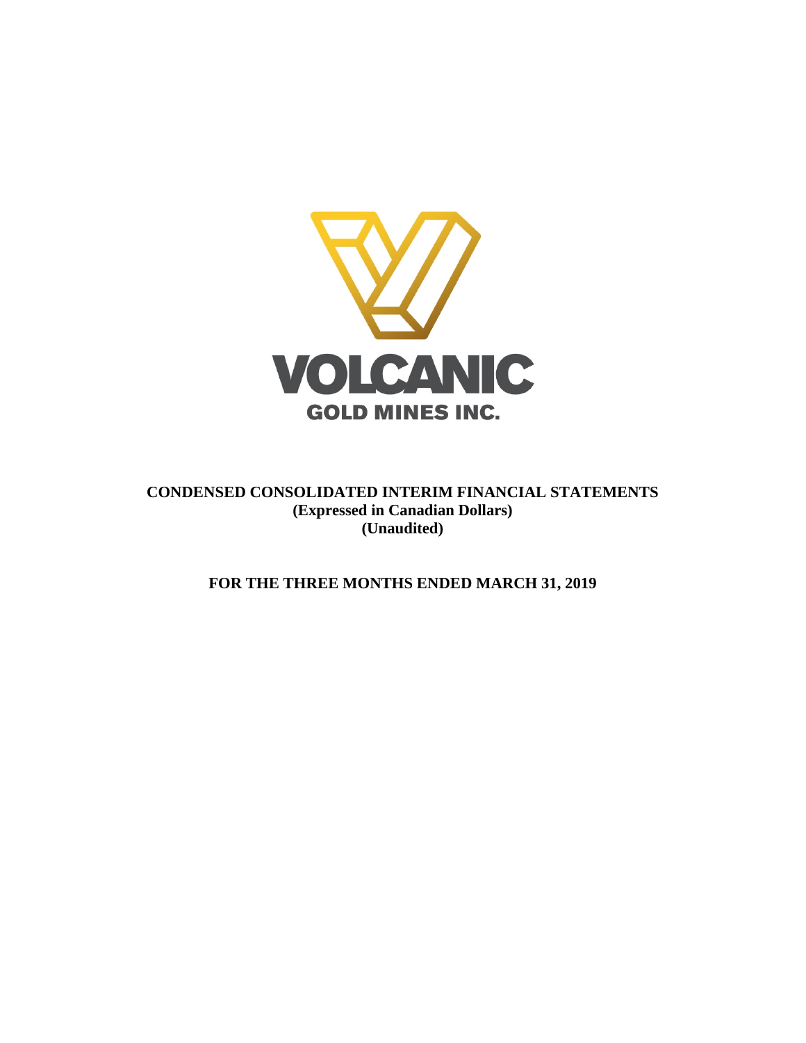VOLCANIC

GOLD MINES INC.

# CONDENSED CONSOLIDATED INTERIM FINANCIAL STATEMENTS
**(Expressed in Canadian Dollars)**
**(Unaudited)**

## FOR THE THREE MONTHS ENDED MARCH 31, 2019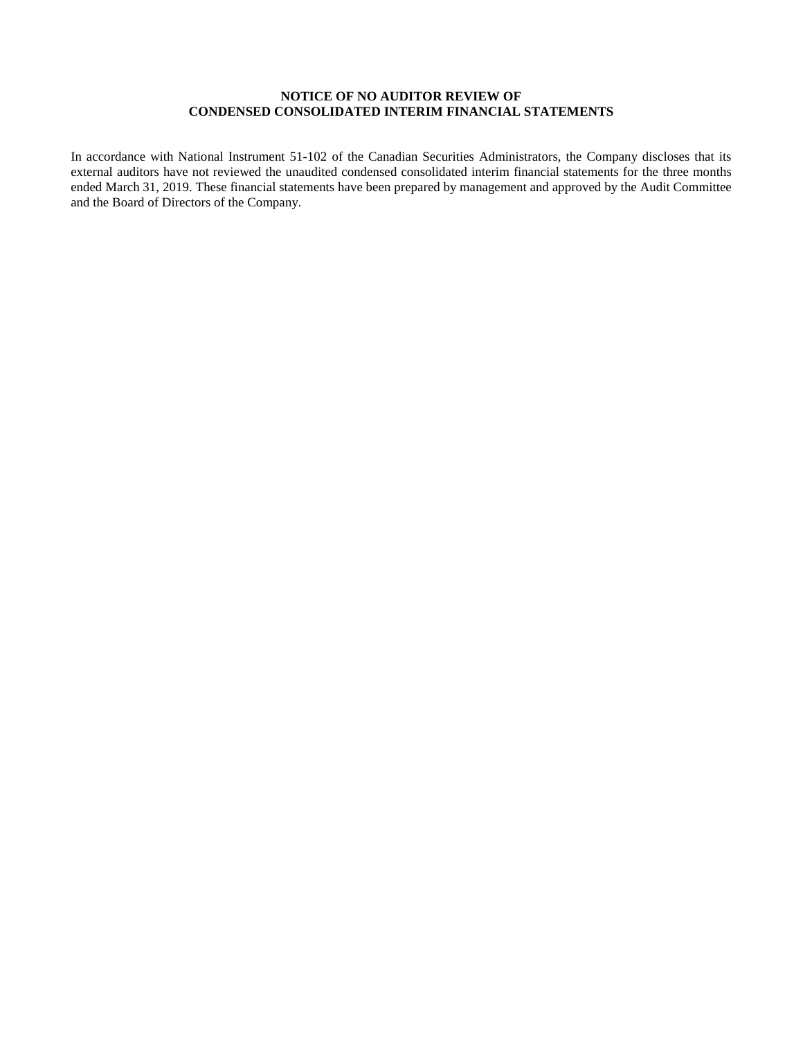**NOTICE OF NO AUDITOR REVIEW OF**
**CONDENSED CONSOLIDATED INTERIM FINANCIAL STATEMENTS**

In accordance with National Instrument 51-102 of the Canadian Securities Administrators, the Company discloses that its external auditors have not reviewed the unaudited condensed consolidated interim financial statements for the three months ended March 31, 2019. These financial statements have been prepared by management and approved by the Audit Committee and the Board of Directors of the Company.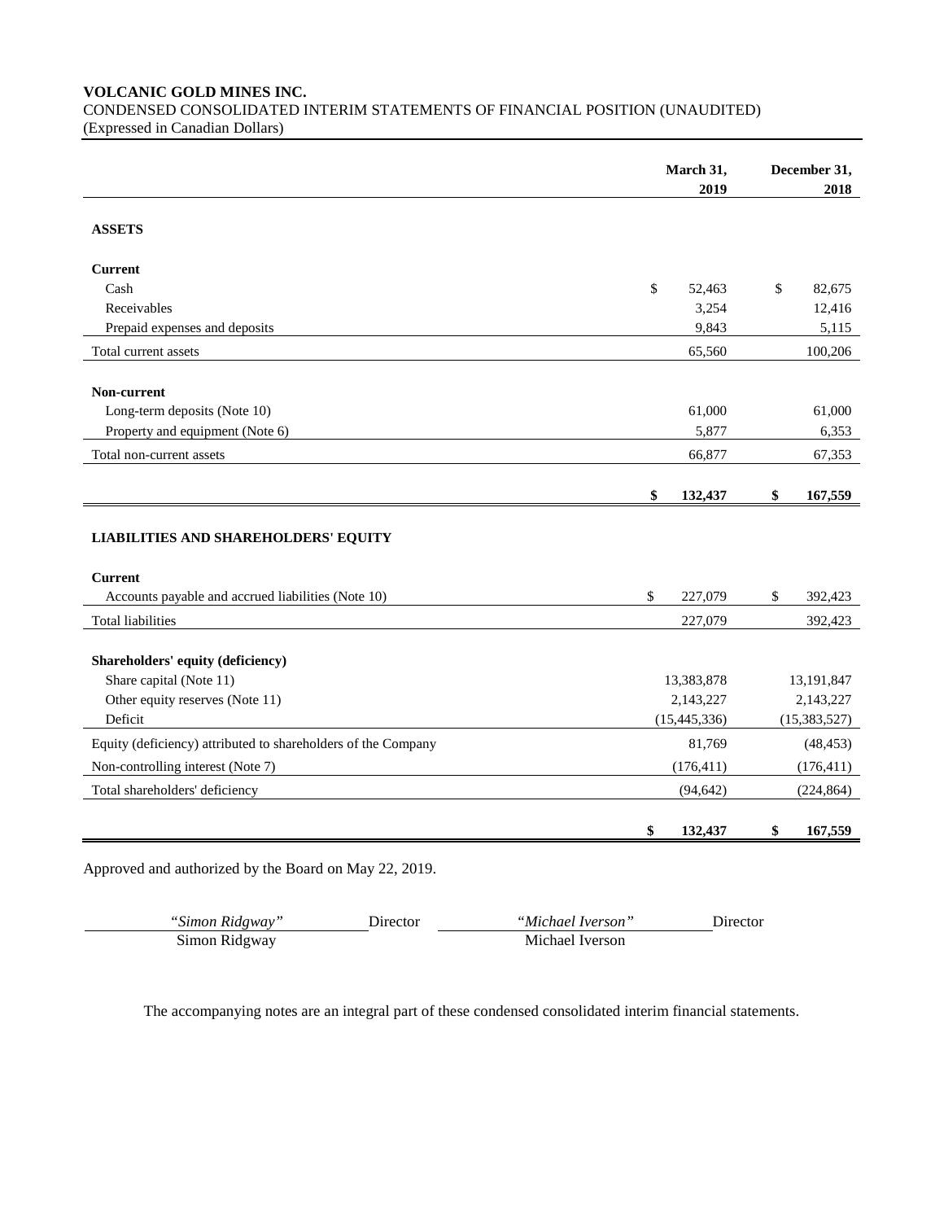**VOLCANIC GOLD MINES INC.**
CONDENSED CONSOLIDATED INTERIM STATEMENTS OF FINANCIAL POSITION (UNAUDITED)
(Expressed in Canadian Dollars)

| | March 31, 2019 | December 31, 2018 |
|---|---|---|
| **ASSETS** | | |
| **Current** | | |
| Cash | $ 52,463 | $ 82,675 |
| Receivables | 3,254 | 12,416 |
| Prepaid expenses and deposits | 9,843 | 5,115 |
| Total current assets | 65,560 | 100,206 |
| **Non-current** | | |
| Long-term deposits (Note 10) | 61,000 | 61,000 |
| Property and equipment (Note 6) | 5,877 | 6,353 |
| Total non-current assets | 66,877 | 67,353 |
| | **$ 132,437** | **$ 167,559** |
| **LIABILITIES AND SHAREHOLDERS' EQUITY** | | |
| **Current** | | |
| Accounts payable and accrued liabilities (Note 10) | $ 227,079 | $ 392,423 |
| Total liabilities | 227,079 | 392,423 |
| **Shareholders' equity (deficiency)** | | |
| Share capital (Note 11) | 13,383,878 | 13,191,847 |
| Other equity reserves (Note 11) | 2,143,227 | 2,143,227 |
| Deficit | (15,445,336) | (15,383,527) |
| Equity (deficiency) attributed to shareholders of the Company | 81,769 | (48,453) |
| Non-controlling interest (Note 7) | (176,411) | (176,411) |
| Total shareholders' deficiency | (94,642) | (224,864) |
| | **$ 132,437** | **$ 167,559** |

Approved and authorized by the Board on May 22, 2019.

| *"Simon Ridgway"* | Director | *"Michael Iverson"* | Director |
|---|---|---|---|
| Simon Ridgway | | Michael Iverson | |

The accompanying notes are an integral part of these condensed consolidated interim financial statements.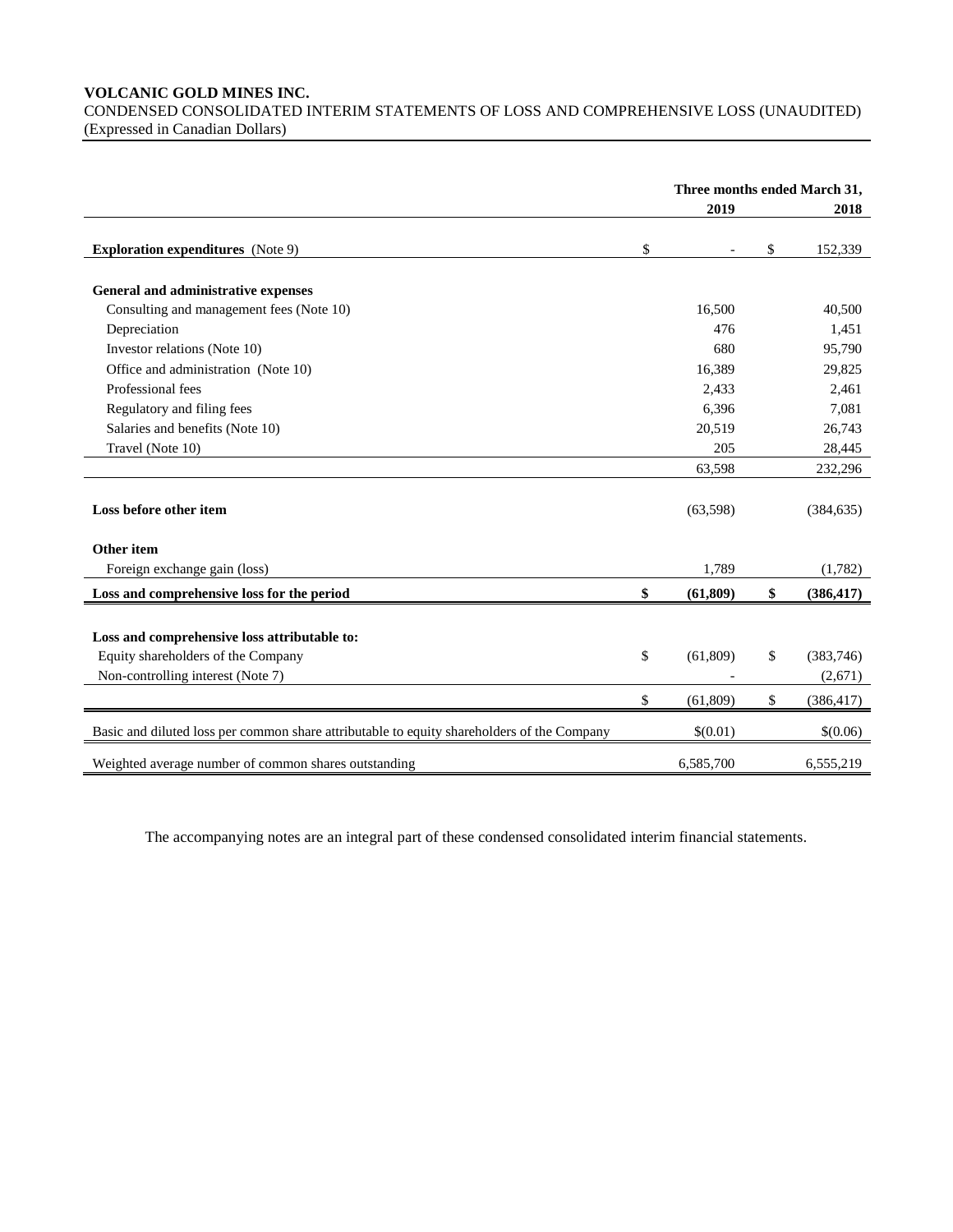**VOLCANIC GOLD MINES INC.**
CONDENSED CONSOLIDATED INTERIM STATEMENTS OF LOSS AND COMPREHENSIVE LOSS (UNAUDITED)
(Expressed in Canadian Dollars)

| | Three months ended March 31, 2019 | 2018 |
|---|---|---|
| **Exploration expenditures** (Note 9) | $ - | $ 152,339 |
| **General and administrative expenses** | | |
| Consulting and management fees (Note 10) | 16,500 | 40,500 |
| Depreciation | 476 | 1,451 |
| Investor relations (Note 10) | 680 | 95,790 |
| Office and administration (Note 10) | 16,389 | 29,825 |
| Professional fees | 2,433 | 2,461 |
| Regulatory and filing fees | 6,396 | 7,081 |
| Salaries and benefits (Note 10) | 20,519 | 26,743 |
| Travel (Note 10) | 205 | 28,445 |
| | 63,598 | 232,296 |
| **Loss before other item** | (63,598) | (384,635) |
| **Other item** | | |
| Foreign exchange gain (loss) | 1,789 | (1,782) |
| **Loss and comprehensive loss for the period** | **$ (61,809)** | **$ (386,417)** |
| **Loss and comprehensive loss attributable to:** | | |
| Equity shareholders of the Company | $ (61,809) | $ (383,746) |
| Non-controlling interest (Note 7) | - | (2,671) |
| | $ (61,809) | $ (386,417) |
| Basic and diluted loss per common share attributable to equity shareholders of the Company | $(0.01) | $(0.06) |
| Weighted average number of common shares outstanding | 6,585,700 | 6,555,219 |

The accompanying notes are an integral part of these condensed consolidated interim financial statements.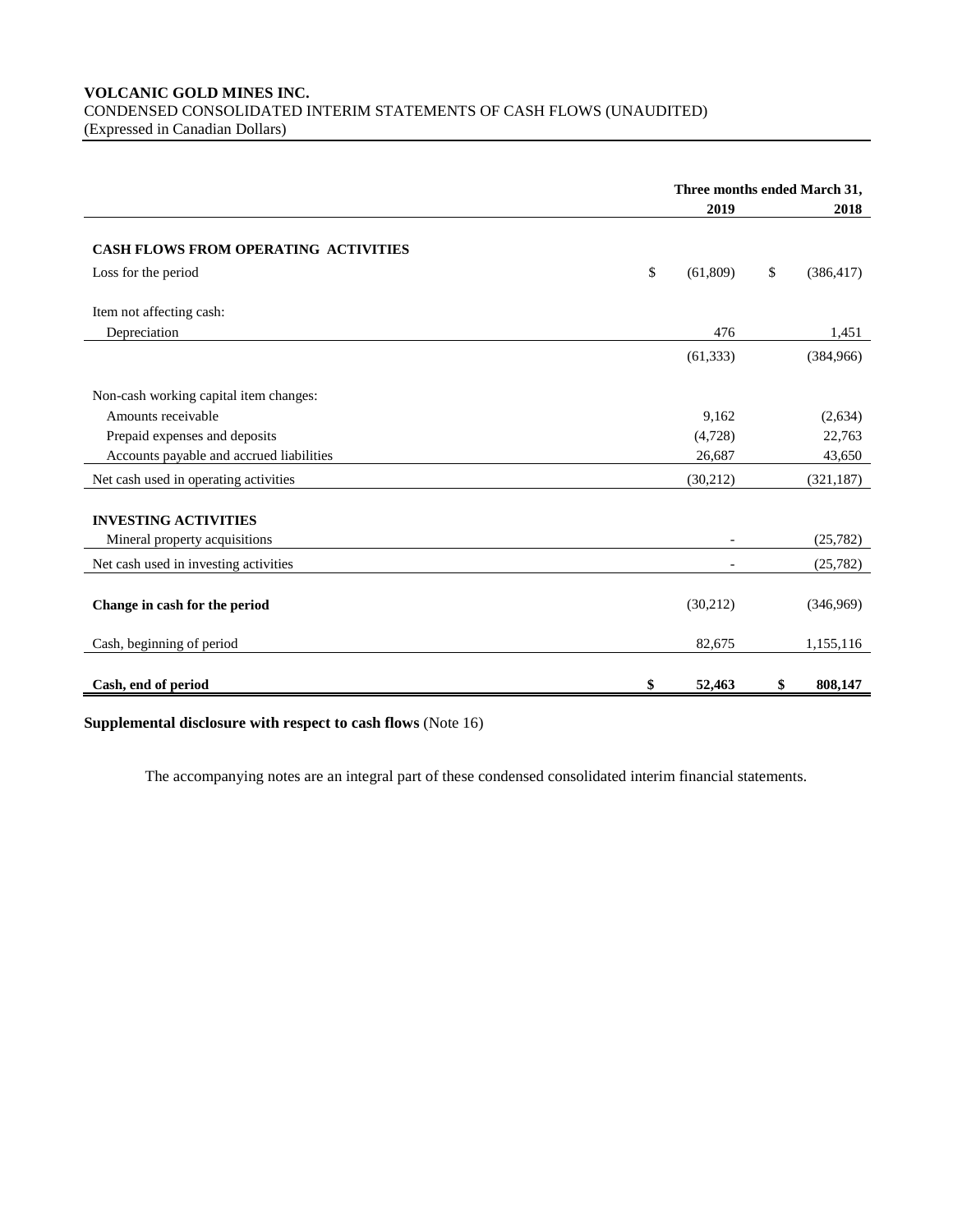**VOLCANIC GOLD MINES INC.**
CONDENSED CONSOLIDATED INTERIM STATEMENTS OF CASH FLOWS (UNAUDITED)
(Expressed in Canadian Dollars)

| | Three months ended March 31, | |
|---|---|---|
| | **2019** | **2018** |
| **CASH FLOWS FROM OPERATING ACTIVITIES** | | |
| Loss for the period | $ (61,809) | $ (386,417) |
| Item not affecting cash: | | |
| Depreciation | 476 | 1,451 |
| | (61,333) | (384,966) |
| Non-cash working capital item changes: | | |
| Amounts receivable | 9,162 | (2,634) |
| Prepaid expenses and deposits | (4,728) | 22,763 |
| Accounts payable and accrued liabilities | 26,687 | 43,650 |
| Net cash used in operating activities | (30,212) | (321,187) |
| **INVESTING ACTIVITIES** | | |
| Mineral property acquisitions | - | (25,782) |
| Net cash used in investing activities | - | (25,782) |
| **Change in cash for the period** | (30,212) | (346,969) |
| Cash, beginning of period | 82,675 | 1,155,116 |
| **Cash, end of period** | **$ 52,463** | **$ 808,147** |

**Supplemental disclosure with respect to cash flows** (Note 16)

The accompanying notes are an integral part of these condensed consolidated interim financial statements.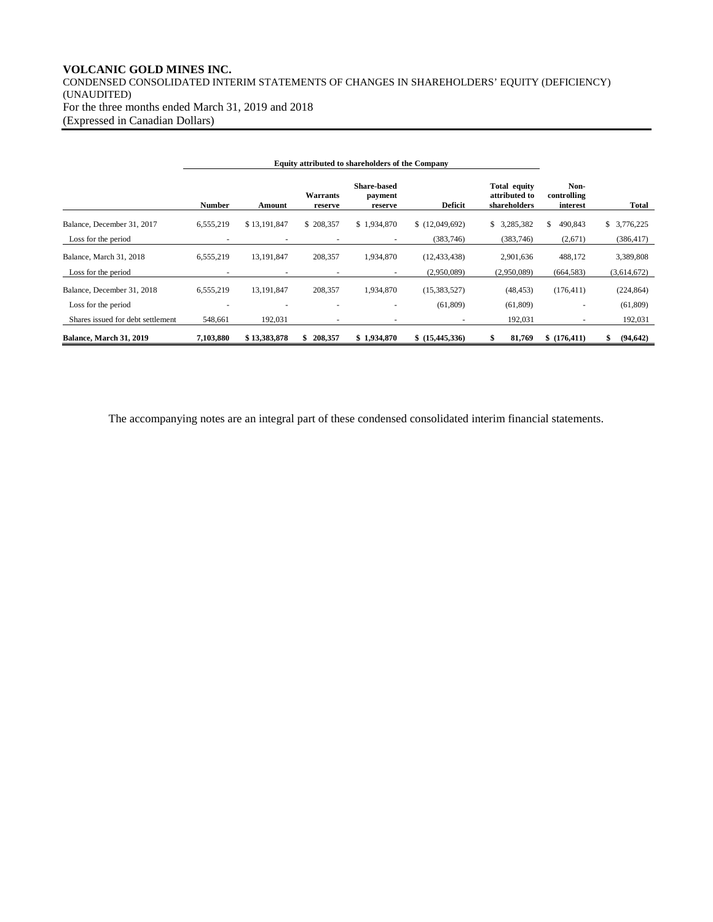**VOLCANIC GOLD MINES INC.**
CONDENSED CONSOLIDATED INTERIM STATEMENTS OF CHANGES IN SHAREHOLDERS' EQUITY (DEFICIENCY) (UNAUDITED)
For the three months ended March 31, 2019 and 2018
(Expressed in Canadian Dollars)

| | Equity attributed to shareholders of the Company | | | | | | | |
|---|---|---|---|---|---|---|---|---|
| | **Number** | **Amount** | **Warrants reserve** | **Share-based payment reserve** | **Deficit** | **Total equity attributed to shareholders** | **Non-controlling interest** | **Total** |
| Balance, December 31, 2017 | 6,555,219 | $ 13,191,847 | $ 208,357 | $ 1,934,870 | $ (12,049,692) | $ 3,285,382 | $ 490,843 | $ 3,776,225 |
| Loss for the period | - | - | - | - | (383,746) | (383,746) | (2,671) | (386,417) |
| Balance, March 31, 2018 | 6,555,219 | 13,191,847 | 208,357 | 1,934,870 | (12,433,438) | 2,901,636 | 488,172 | 3,389,808 |
| Loss for the period | - | - | - | - | (2,950,089) | (2,950,089) | (664,583) | (3,614,672) |
| Balance, December 31, 2018 | 6,555,219 | 13,191,847 | 208,357 | 1,934,870 | (15,383,527) | (48,453) | (176,411) | (224,864) |
| Loss for the period | - | - | - | - | (61,809) | (61,809) | - | (61,809) |
| Shares issued for debt settlement | 548,661 | 192,031 | - | - | - | 192,031 | - | 192,031 |
| **Balance, March 31, 2019** | **7,103,880** | **$ 13,383,878** | **$ 208,357** | **$ 1,934,870** | **$ (15,445,336)** | **$ 81,769** | **$ (176,411)** | **$ (94,642)** |

The accompanying notes are an integral part of these condensed consolidated interim financial statements.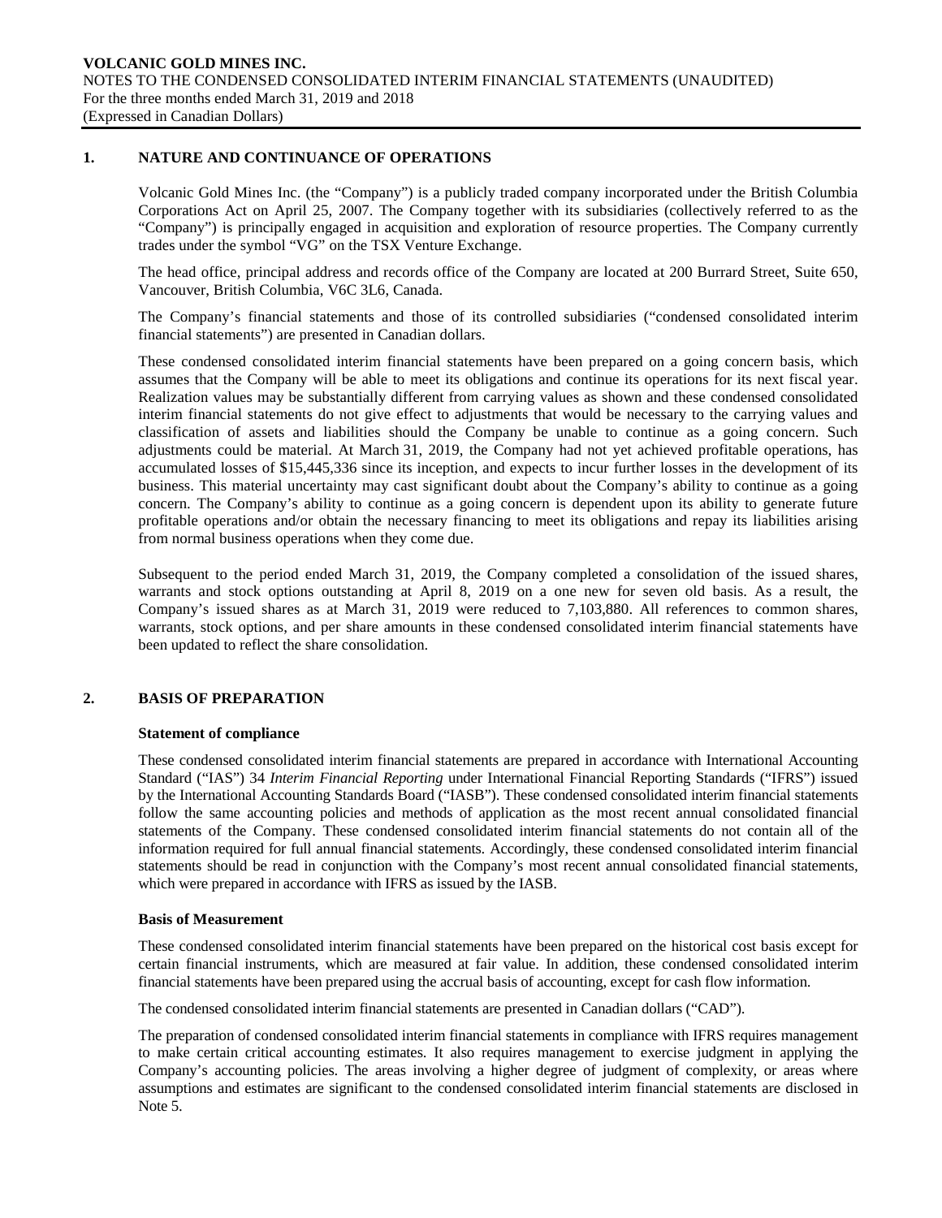## 1. NATURE AND CONTINUANCE OF OPERATIONS

Volcanic Gold Mines Inc. (the "Company") is a publicly traded company incorporated under the British Columbia Corporations Act on April 25, 2007. The Company together with its subsidiaries (collectively referred to as the "Company") is principally engaged in acquisition and exploration of resource properties. The Company currently trades under the symbol "VG" on the TSX Venture Exchange.

The head office, principal address and records office of the Company are located at 200 Burrard Street, Suite 650, Vancouver, British Columbia, V6C 3L6, Canada.

The Company's financial statements and those of its controlled subsidiaries ("condensed consolidated interim financial statements") are presented in Canadian dollars.

These condensed consolidated interim financial statements have been prepared on a going concern basis, which assumes that the Company will be able to meet its obligations and continue its operations for its next fiscal year. Realization values may be substantially different from carrying values as shown and these condensed consolidated interim financial statements do not give effect to adjustments that would be necessary to the carrying values and classification of assets and liabilities should the Company be unable to continue as a going concern. Such adjustments could be material. At March 31, 2019, the Company had not yet achieved profitable operations, has accumulated losses of $15,445,336 since its inception, and expects to incur further losses in the development of its business. This material uncertainty may cast significant doubt about the Company's ability to continue as a going concern. The Company's ability to continue as a going concern is dependent upon its ability to generate future profitable operations and/or obtain the necessary financing to meet its obligations and repay its liabilities arising from normal business operations when they come due.

Subsequent to the period ended March 31, 2019, the Company completed a consolidation of the issued shares, warrants and stock options outstanding at April 8, 2019 on a one new for seven old basis. As a result, the Company's issued shares as at March 31, 2019 were reduced to 7,103,880. All references to common shares, warrants, stock options, and per share amounts in these condensed consolidated interim financial statements have been updated to reflect the share consolidation.

## 2. BASIS OF PREPARATION

### Statement of compliance

These condensed consolidated interim financial statements are prepared in accordance with International Accounting Standard ("IAS") 34 *Interim Financial Reporting* under International Financial Reporting Standards ("IFRS") issued by the International Accounting Standards Board ("IASB"). These condensed consolidated interim financial statements follow the same accounting policies and methods of application as the most recent annual consolidated financial statements of the Company. These condensed consolidated interim financial statements do not contain all of the information required for full annual financial statements. Accordingly, these condensed consolidated interim financial statements should be read in conjunction with the Company's most recent annual consolidated financial statements, which were prepared in accordance with IFRS as issued by the IASB.

### Basis of Measurement

These condensed consolidated interim financial statements have been prepared on the historical cost basis except for certain financial instruments, which are measured at fair value. In addition, these condensed consolidated interim financial statements have been prepared using the accrual basis of accounting, except for cash flow information.

The condensed consolidated interim financial statements are presented in Canadian dollars ("CAD").

The preparation of condensed consolidated interim financial statements in compliance with IFRS requires management to make certain critical accounting estimates. It also requires management to exercise judgment in applying the Company's accounting policies. The areas involving a higher degree of judgment of complexity, or areas where assumptions and estimates are significant to the condensed consolidated interim financial statements are disclosed in Note 5.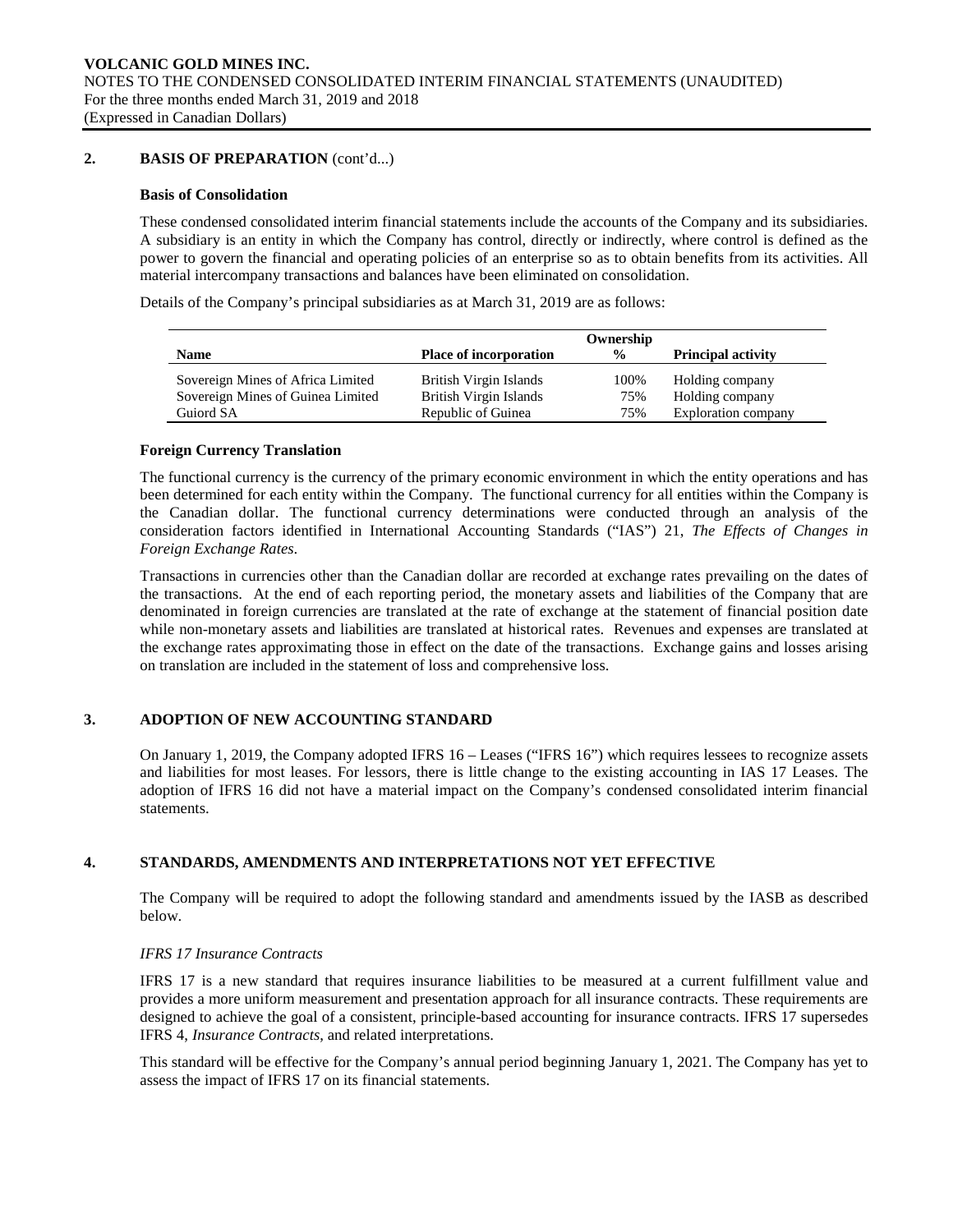## 2. BASIS OF PREPARATION (cont'd...)

### Basis of Consolidation

These condensed consolidated interim financial statements include the accounts of the Company and its subsidiaries. A subsidiary is an entity in which the Company has control, directly or indirectly, where control is defined as the power to govern the financial and operating policies of an enterprise so as to obtain benefits from its activities. All material intercompany transactions and balances have been eliminated on consolidation.

Details of the Company's principal subsidiaries as at March 31, 2019 are as follows:

| Name | Place of incorporation | Ownership % | Principal activity |
|---|---|---|---|
| Sovereign Mines of Africa Limited | British Virgin Islands | 100% | Holding company |
| Sovereign Mines of Guinea Limited | British Virgin Islands | 75% | Holding company |
| Guiord SA | Republic of Guinea | 75% | Exploration company |

### Foreign Currency Translation

The functional currency is the currency of the primary economic environment in which the entity operations and has been determined for each entity within the Company. The functional currency for all entities within the Company is the Canadian dollar. The functional currency determinations were conducted through an analysis of the consideration factors identified in International Accounting Standards ("IAS") 21, *The Effects of Changes in Foreign Exchange Rates*.

Transactions in currencies other than the Canadian dollar are recorded at exchange rates prevailing on the dates of the transactions. At the end of each reporting period, the monetary assets and liabilities of the Company that are denominated in foreign currencies are translated at the rate of exchange at the statement of financial position date while non-monetary assets and liabilities are translated at historical rates. Revenues and expenses are translated at the exchange rates approximating those in effect on the date of the transactions. Exchange gains and losses arising on translation are included in the statement of loss and comprehensive loss.

## 3. ADOPTION OF NEW ACCOUNTING STANDARD

On January 1, 2019, the Company adopted IFRS 16 – Leases ("IFRS 16") which requires lessees to recognize assets and liabilities for most leases. For lessors, there is little change to the existing accounting in IAS 17 Leases. The adoption of IFRS 16 did not have a material impact on the Company's condensed consolidated interim financial statements.

## 4. STANDARDS, AMENDMENTS AND INTERPRETATIONS NOT YET EFFECTIVE

The Company will be required to adopt the following standard and amendments issued by the IASB as described below.

*IFRS 17 Insurance Contracts*

IFRS 17 is a new standard that requires insurance liabilities to be measured at a current fulfillment value and provides a more uniform measurement and presentation approach for all insurance contracts. These requirements are designed to achieve the goal of a consistent, principle-based accounting for insurance contracts. IFRS 17 supersedes IFRS 4, *Insurance Contracts*, and related interpretations.

This standard will be effective for the Company's annual period beginning January 1, 2021. The Company has yet to assess the impact of IFRS 17 on its financial statements.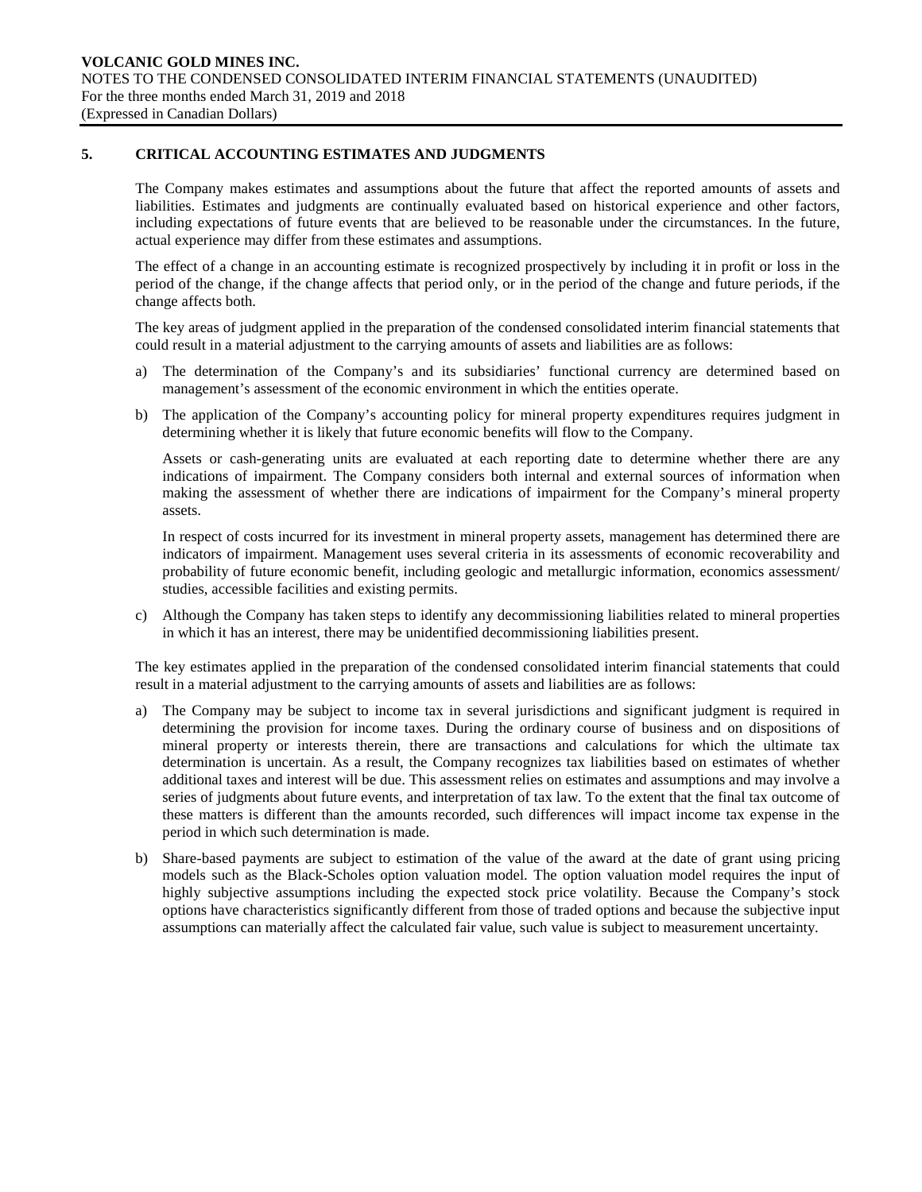## 5. CRITICAL ACCOUNTING ESTIMATES AND JUDGMENTS

The Company makes estimates and assumptions about the future that affect the reported amounts of assets and liabilities. Estimates and judgments are continually evaluated based on historical experience and other factors, including expectations of future events that are believed to be reasonable under the circumstances. In the future, actual experience may differ from these estimates and assumptions.

The effect of a change in an accounting estimate is recognized prospectively by including it in profit or loss in the period of the change, if the change affects that period only, or in the period of the change and future periods, if the change affects both.

The key areas of judgment applied in the preparation of the condensed consolidated interim financial statements that could result in a material adjustment to the carrying amounts of assets and liabilities are as follows:

a) The determination of the Company's and its subsidiaries' functional currency are determined based on management's assessment of the economic environment in which the entities operate.

b) The application of the Company's accounting policy for mineral property expenditures requires judgment in determining whether it is likely that future economic benefits will flow to the Company.

   Assets or cash-generating units are evaluated at each reporting date to determine whether there are any indications of impairment. The Company considers both internal and external sources of information when making the assessment of whether there are indications of impairment for the Company's mineral property assets.

   In respect of costs incurred for its investment in mineral property assets, management has determined there are indicators of impairment. Management uses several criteria in its assessments of economic recoverability and probability of future economic benefit, including geologic and metallurgic information, economics assessment/ studies, accessible facilities and existing permits.

c) Although the Company has taken steps to identify any decommissioning liabilities related to mineral properties in which it has an interest, there may be unidentified decommissioning liabilities present.

The key estimates applied in the preparation of the condensed consolidated interim financial statements that could result in a material adjustment to the carrying amounts of assets and liabilities are as follows:

a) The Company may be subject to income tax in several jurisdictions and significant judgment is required in determining the provision for income taxes. During the ordinary course of business and on dispositions of mineral property or interests therein, there are transactions and calculations for which the ultimate tax determination is uncertain. As a result, the Company recognizes tax liabilities based on estimates of whether additional taxes and interest will be due. This assessment relies on estimates and assumptions and may involve a series of judgments about future events, and interpretation of tax law. To the extent that the final tax outcome of these matters is different than the amounts recorded, such differences will impact income tax expense in the period in which such determination is made.

b) Share-based payments are subject to estimation of the value of the award at the date of grant using pricing models such as the Black-Scholes option valuation model. The option valuation model requires the input of highly subjective assumptions including the expected stock price volatility. Because the Company's stock options have characteristics significantly different from those of traded options and because the subjective input assumptions can materially affect the calculated fair value, such value is subject to measurement uncertainty.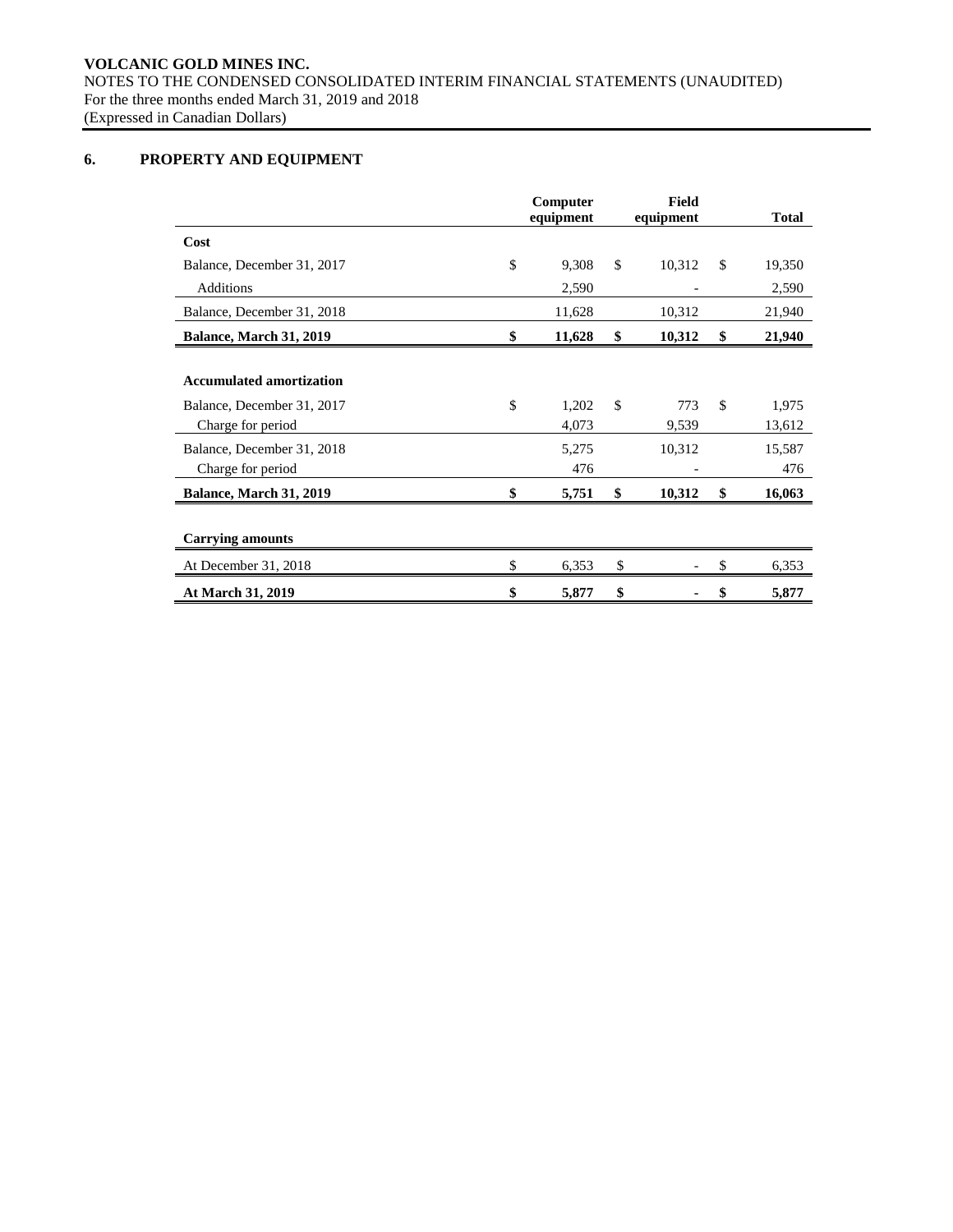## 6. PROPERTY AND EQUIPMENT

| | Computer equipment | Field equipment | Total |
|---|---|---|---|
| **Cost** | | | |
| Balance, December 31, 2017 | $ 9,308 | $ 10,312 | $ 19,350 |
| Additions | 2,590 | - | 2,590 |
| Balance, December 31, 2018 | 11,628 | 10,312 | 21,940 |
| **Balance, March 31, 2019** | **$ 11,628** | **$ 10,312** | **$ 21,940** |
| | | | |
| **Accumulated amortization** | | | |
| Balance, December 31, 2017 | $ 1,202 | $ 773 | $ 1,975 |
| Charge for period | 4,073 | 9,539 | 13,612 |
| Balance, December 31, 2018 | 5,275 | 10,312 | 15,587 |
| Charge for period | 476 | - | 476 |
| **Balance, March 31, 2019** | **$ 5,751** | **$ 10,312** | **$ 16,063** |
| | | | |
| **Carrying amounts** | | | |
| At December 31, 2018 | $ 6,353 | $ - | $ 6,353 |
| **At March 31, 2019** | **$ 5,877** | **$ -** | **$ 5,877** |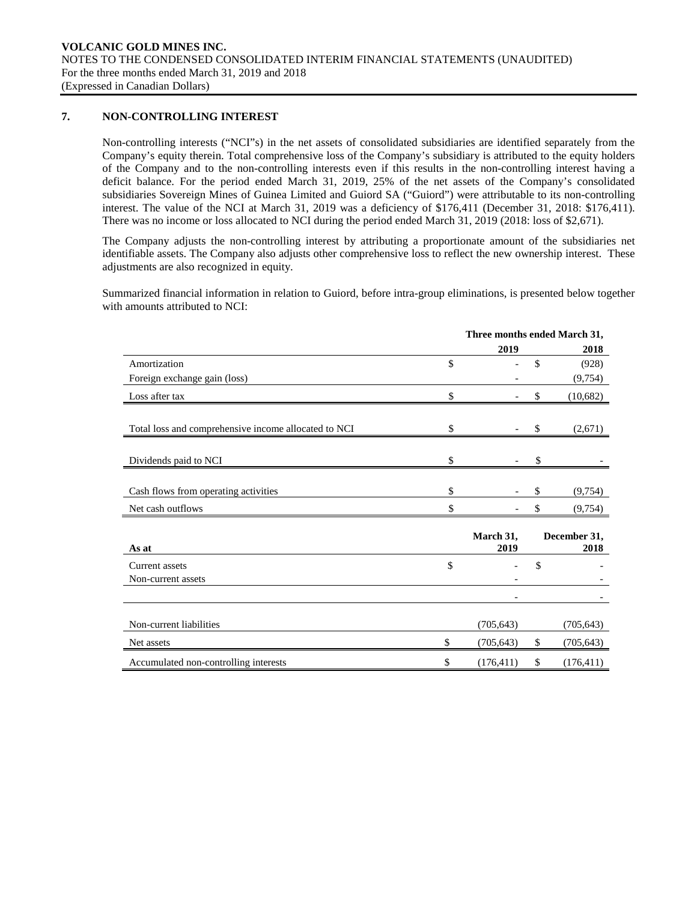## 7. NON-CONTROLLING INTEREST

Non-controlling interests ("NCI"s) in the net assets of consolidated subsidiaries are identified separately from the Company's equity therein. Total comprehensive loss of the Company's subsidiary is attributed to the equity holders of the Company and to the non-controlling interests even if this results in the non-controlling interest having a deficit balance. For the period ended March 31, 2019, 25% of the net assets of the Company's consolidated subsidiaries Sovereign Mines of Guinea Limited and Guiord SA ("Guiord") were attributable to its non-controlling interest. The value of the NCI at March 31, 2019 was a deficiency of $176,411 (December 31, 2018: $176,411). There was no income or loss allocated to NCI during the period ended March 31, 2019 (2018: loss of $2,671).

The Company adjusts the non-controlling interest by attributing a proportionate amount of the subsidiaries net identifiable assets. The Company also adjusts other comprehensive loss to reflect the new ownership interest. These adjustments are also recognized in equity.

Summarized financial information in relation to Guiord, before intra-group eliminations, is presented below together with amounts attributed to NCI:

| | Three months ended March 31, 2019 | Three months ended March 31, 2018 |
|---|---|---|
| Amortization | $ - | $ (928) |
| Foreign exchange gain (loss) | - | (9,754) |
| Loss after tax | $ - | $ (10,682) |
| Total loss and comprehensive income allocated to NCI | $ - | $ (2,671) |
| Dividends paid to NCI | $ - | $ - |
| Cash flows from operating activities | $ - | $ (9,754) |
| Net cash outflows | $ - | $ (9,754) |

| As at | March 31, 2019 | December 31, 2018 |
|---|---|---|
| Current assets | $ - | $ - |
| Non-current assets | - | - |
| | - | - |
| Non-current liabilities | (705,643) | (705,643) |
| Net assets | $ (705,643) | $ (705,643) |
| Accumulated non-controlling interests | $ (176,411) | $ (176,411) |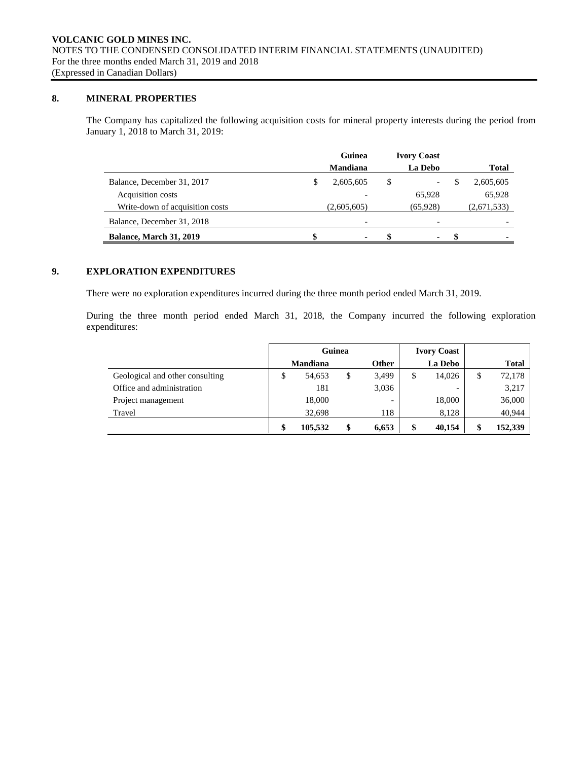## 8. MINERAL PROPERTIES

The Company has capitalized the following acquisition costs for mineral property interests during the period from January 1, 2018 to March 31, 2019:

| | Guinea | Ivory Coast | |
|---|---|---|---|
| | Mandiana | La Debo | Total |
| Balance, December 31, 2017 | $ 2,605,605 | $ - | $ 2,605,605 |
| Acquisition costs | - | 65,928 | 65,928 |
| Write-down of acquisition costs | (2,605,605) | (65,928) | (2,671,533) |
| Balance, December 31, 2018 | - | - | - |
| **Balance, March 31, 2019** | **$ -** | **$ -** | **$ -** |

## 9. EXPLORATION EXPENDITURES

There were no exploration expenditures incurred during the three month period ended March 31, 2019.

During the three month period ended March 31, 2018, the Company incurred the following exploration expenditures:

| | Guinea | | Ivory Coast | |
|---|---|---|---|---|
| | Mandiana | Other | La Debo | Total |
| Geological and other consulting | $ 54,653 | $ 3,499 | $ 14,026 | $ 72,178 |
| Office and administration | 181 | 3,036 | - | 3,217 |
| Project management | 18,000 | - | 18,000 | 36,000 |
| Travel | 32,698 | 118 | 8,128 | 40,944 |
| | **$ 105,532** | **$ 6,653** | **$ 40,154** | **$ 152,339** |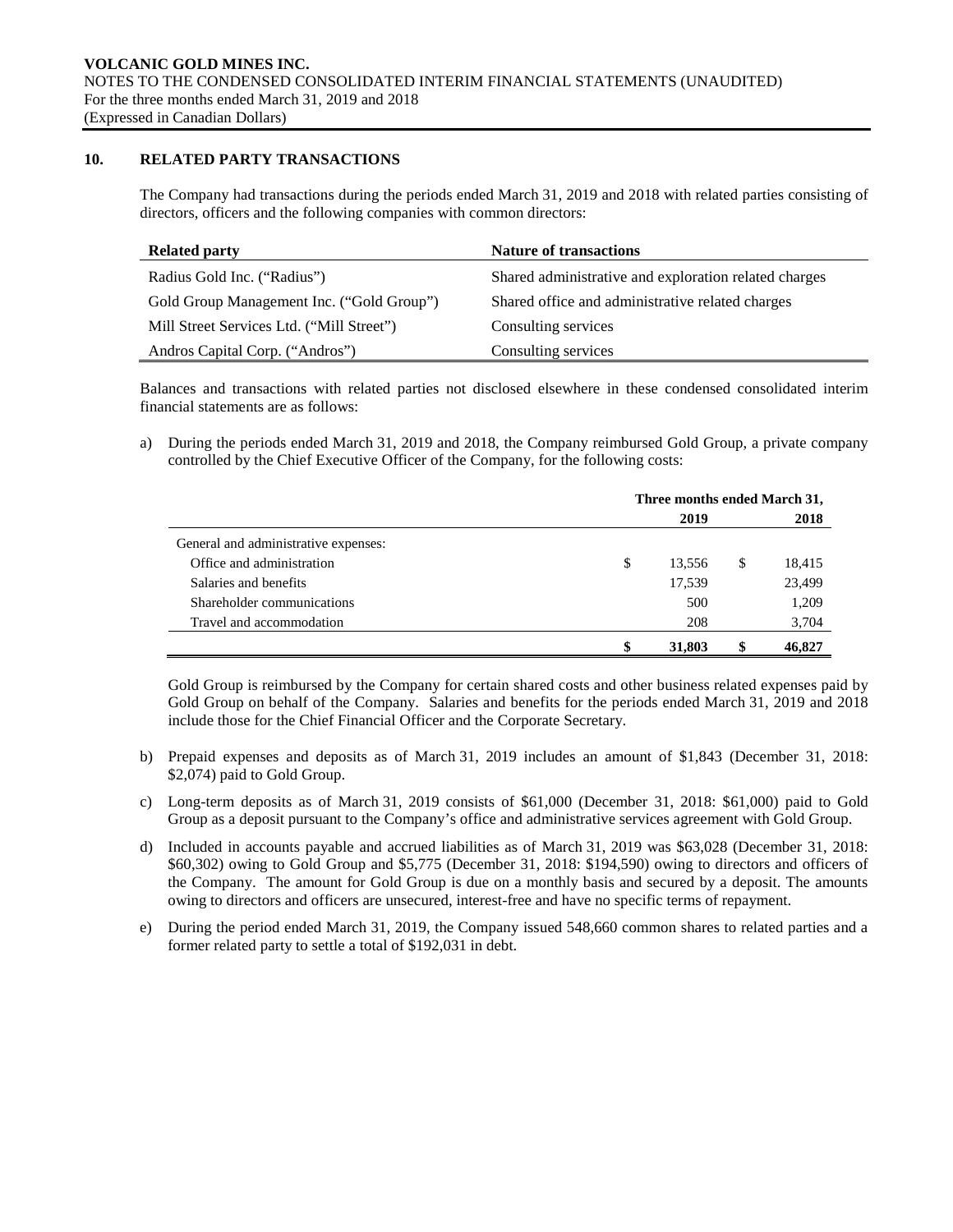## 10. RELATED PARTY TRANSACTIONS

The Company had transactions during the periods ended March 31, 2019 and 2018 with related parties consisting of directors, officers and the following companies with common directors:

| Related party | Nature of transactions |
|---|---|
| Radius Gold Inc. ("Radius") | Shared administrative and exploration related charges |
| Gold Group Management Inc. ("Gold Group") | Shared office and administrative related charges |
| Mill Street Services Ltd. ("Mill Street") | Consulting services |
| Andros Capital Corp. ("Andros") | Consulting services |

Balances and transactions with related parties not disclosed elsewhere in these condensed consolidated interim financial statements are as follows:

a) During the periods ended March 31, 2019 and 2018, the Company reimbursed Gold Group, a private company controlled by the Chief Executive Officer of the Company, for the following costs:

| | Three months ended March 31, | |
|---|---|---|
| | 2019 | 2018 |
| General and administrative expenses: | | |
| Office and administration | $ 13,556 | $ 18,415 |
| Salaries and benefits | 17,539 | 23,499 |
| Shareholder communications | 500 | 1,209 |
| Travel and accommodation | 208 | 3,704 |
| | **$ 31,803** | **$ 46,827** |

Gold Group is reimbursed by the Company for certain shared costs and other business related expenses paid by Gold Group on behalf of the Company. Salaries and benefits for the periods ended March 31, 2019 and 2018 include those for the Chief Financial Officer and the Corporate Secretary.

b) Prepaid expenses and deposits as of March 31, 2019 includes an amount of $1,843 (December 31, 2018: $2,074) paid to Gold Group.

c) Long-term deposits as of March 31, 2019 consists of $61,000 (December 31, 2018: $61,000) paid to Gold Group as a deposit pursuant to the Company's office and administrative services agreement with Gold Group.

d) Included in accounts payable and accrued liabilities as of March 31, 2019 was $63,028 (December 31, 2018: $60,302) owing to Gold Group and $5,775 (December 31, 2018: $194,590) owing to directors and officers of the Company. The amount for Gold Group is due on a monthly basis and secured by a deposit. The amounts owing to directors and officers are unsecured, interest-free and have no specific terms of repayment.

e) During the period ended March 31, 2019, the Company issued 548,660 common shares to related parties and a former related party to settle a total of $192,031 in debt.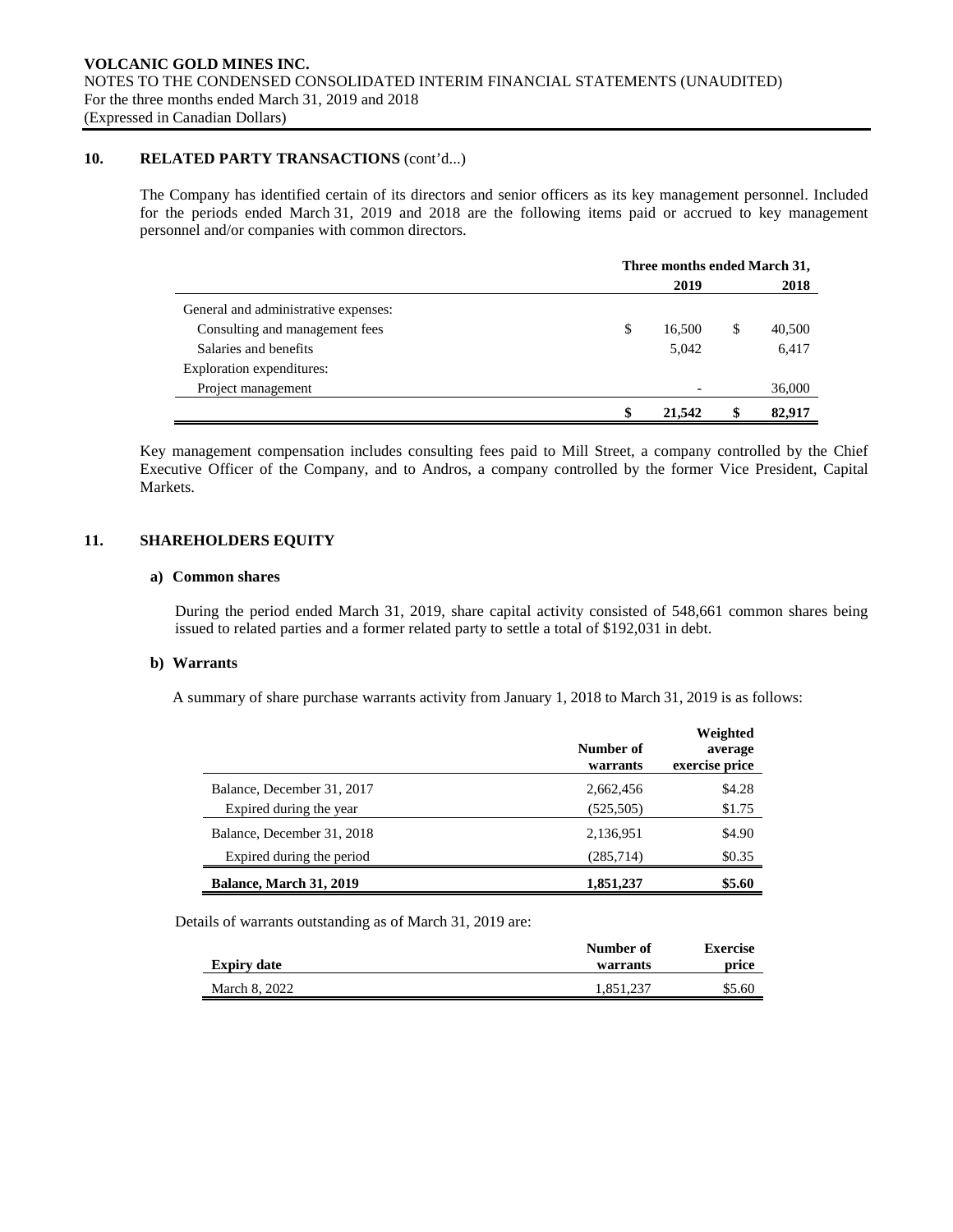## 10. RELATED PARTY TRANSACTIONS (cont'd...)

The Company has identified certain of its directors and senior officers as its key management personnel. Included for the periods ended March 31, 2019 and 2018 are the following items paid or accrued to key management personnel and/or companies with common directors.

| | Three months ended March 31, 2019 | Three months ended March 31, 2018 |
|---|---|---|
| General and administrative expenses: | | |
| Consulting and management fees | $ 16,500 | $ 40,500 |
| Salaries and benefits | 5,042 | 6,417 |
| Exploration expenditures: | | |
| Project management | - | 36,000 |
| | **$ 21,542** | **$ 82,917** |

Key management compensation includes consulting fees paid to Mill Street, a company controlled by the Chief Executive Officer of the Company, and to Andros, a company controlled by the former Vice President, Capital Markets.

## 11. SHAREHOLDERS EQUITY

### a) Common shares

During the period ended March 31, 2019, share capital activity consisted of 548,661 common shares being issued to related parties and a former related party to settle a total of $192,031 in debt.

### b) Warrants

A summary of share purchase warrants activity from January 1, 2018 to March 31, 2019 is as follows:

| | Number of warrants | Weighted average exercise price |
|---|---|---|
| Balance, December 31, 2017 | 2,662,456 | $4.28 |
| Expired during the year | (525,505) | $1.75 |
| Balance, December 31, 2018 | 2,136,951 | $4.90 |
| Expired during the period | (285,714) | $0.35 |
| **Balance, March 31, 2019** | **1,851,237** | **$5.60** |

Details of warrants outstanding as of March 31, 2019 are:

| Expiry date | Number of warrants | Exercise price |
|---|---|---|
| March 8, 2022 | 1,851,237 | $5.60 |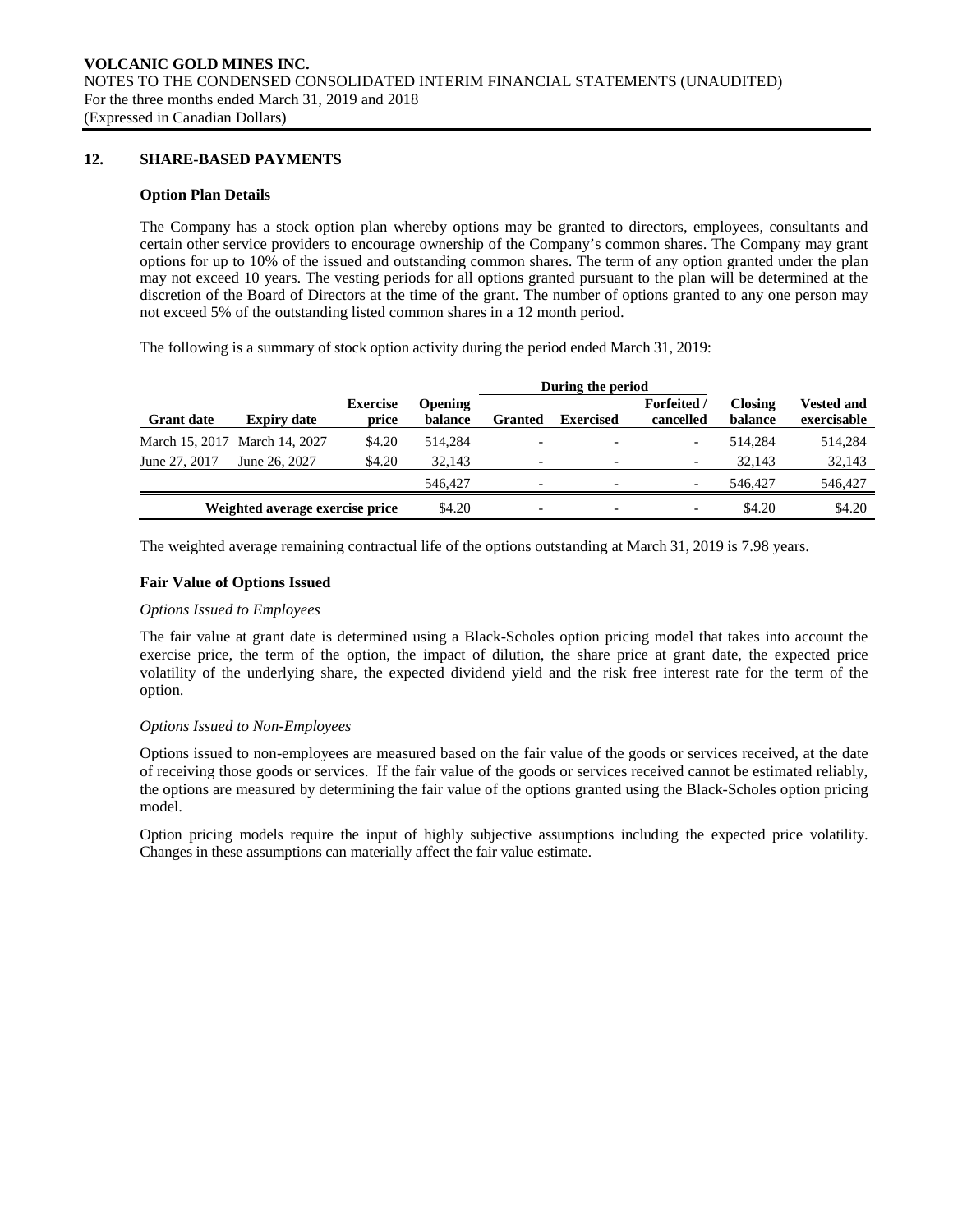## 12. SHARE-BASED PAYMENTS

### Option Plan Details

The Company has a stock option plan whereby options may be granted to directors, employees, consultants and certain other service providers to encourage ownership of the Company's common shares. The Company may grant options for up to 10% of the issued and outstanding common shares. The term of any option granted under the plan may not exceed 10 years. The vesting periods for all options granted pursuant to the plan will be determined at the discretion of the Board of Directors at the time of the grant. The number of options granted to any one person may not exceed 5% of the outstanding listed common shares in a 12 month period.

The following is a summary of stock option activity during the period ended March 31, 2019:

| | | | | During the period | | | | |
|---|---|---|---|---|---|---|---|---|
| **Grant date** | **Expiry date** | **Exercise price** | **Opening balance** | **Granted** | **Exercised** | **Forfeited / cancelled** | **Closing balance** | **Vested and exercisable** |
| March 15, 2017 | March 14, 2027 | $4.20 | 514,284 | - | - | - | 514,284 | 514,284 |
| June 27, 2017 | June 26, 2027 | $4.20 | 32,143 | - | - | - | 32,143 | 32,143 |
| | | | 546,427 | - | - | - | 546,427 | 546,427 |
| **Weighted average exercise price** | | | $4.20 | - | - | - | $4.20 | $4.20 |

The weighted average remaining contractual life of the options outstanding at March 31, 2019 is 7.98 years.

### Fair Value of Options Issued

*Options Issued to Employees*

The fair value at grant date is determined using a Black-Scholes option pricing model that takes into account the exercise price, the term of the option, the impact of dilution, the share price at grant date, the expected price volatility of the underlying share, the expected dividend yield and the risk free interest rate for the term of the option.

*Options Issued to Non-Employees*

Options issued to non-employees are measured based on the fair value of the goods or services received, at the date of receiving those goods or services. If the fair value of the goods or services received cannot be estimated reliably, the options are measured by determining the fair value of the options granted using the Black-Scholes option pricing model.

Option pricing models require the input of highly subjective assumptions including the expected price volatility. Changes in these assumptions can materially affect the fair value estimate.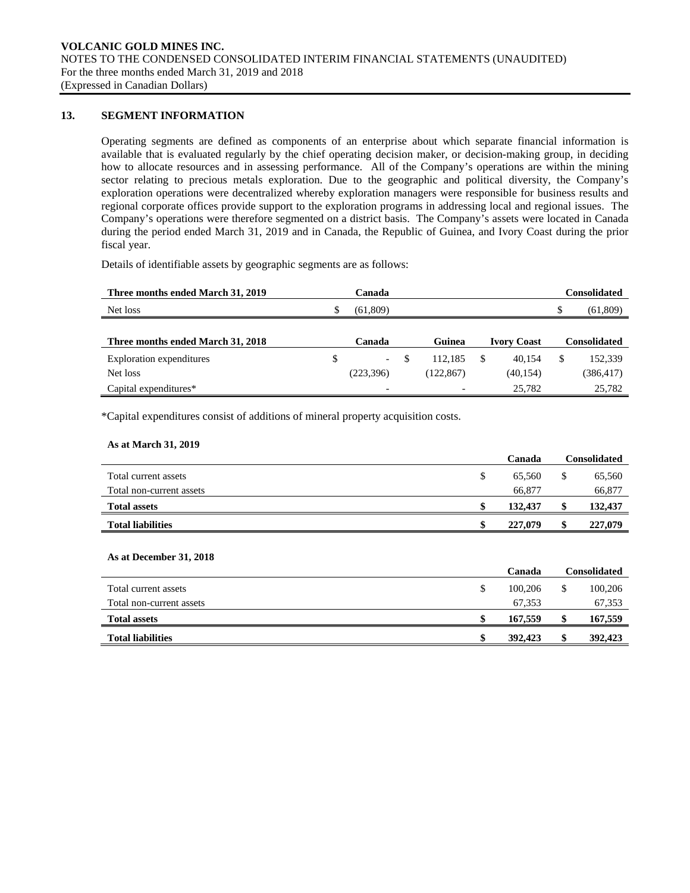## 13. SEGMENT INFORMATION

Operating segments are defined as components of an enterprise about which separate financial information is available that is evaluated regularly by the chief operating decision maker, or decision-making group, in deciding how to allocate resources and in assessing performance. All of the Company's operations are within the mining sector relating to precious metals exploration. Due to the geographic and political diversity, the Company's exploration operations were decentralized whereby exploration managers were responsible for business results and regional corporate offices provide support to the exploration programs in addressing local and regional issues. The Company's operations were therefore segmented on a district basis. The Company's assets were located in Canada during the period ended March 31, 2019 and in Canada, the Republic of Guinea, and Ivory Coast during the prior fiscal year.

Details of identifiable assets by geographic segments are as follows:

| Three months ended March 31, 2019 | Canada | Consolidated |
|---|---|---|
| Net loss | $ (61,809) | $ (61,809) |

| Three months ended March 31, 2018 | Canada | Guinea | Ivory Coast | Consolidated |
|---|---|---|---|---|
| Exploration expenditures | $ - | $ 112,185 | $ 40,154 | $ 152,339 |
| Net loss | (223,396) | (122,867) | (40,154) | (386,417) |
| Capital expenditures* | - | - | 25,782 | 25,782 |

*Capital expenditures consist of additions of mineral property acquisition costs.

**As at March 31, 2019**

| | Canada | Consolidated |
|---|---|---|
| Total current assets | $ 65,560 | $ 65,560 |
| Total non-current assets | 66,877 | 66,877 |
| **Total assets** | **$ 132,437** | **$ 132,437** |
| **Total liabilities** | **$ 227,079** | **$ 227,079** |

**As at December 31, 2018**

| | Canada | Consolidated |
|---|---|---|
| Total current assets | $ 100,206 | $ 100,206 |
| Total non-current assets | 67,353 | 67,353 |
| **Total assets** | **$ 167,559** | **$ 167,559** |
| **Total liabilities** | **$ 392,423** | **$ 392,423** |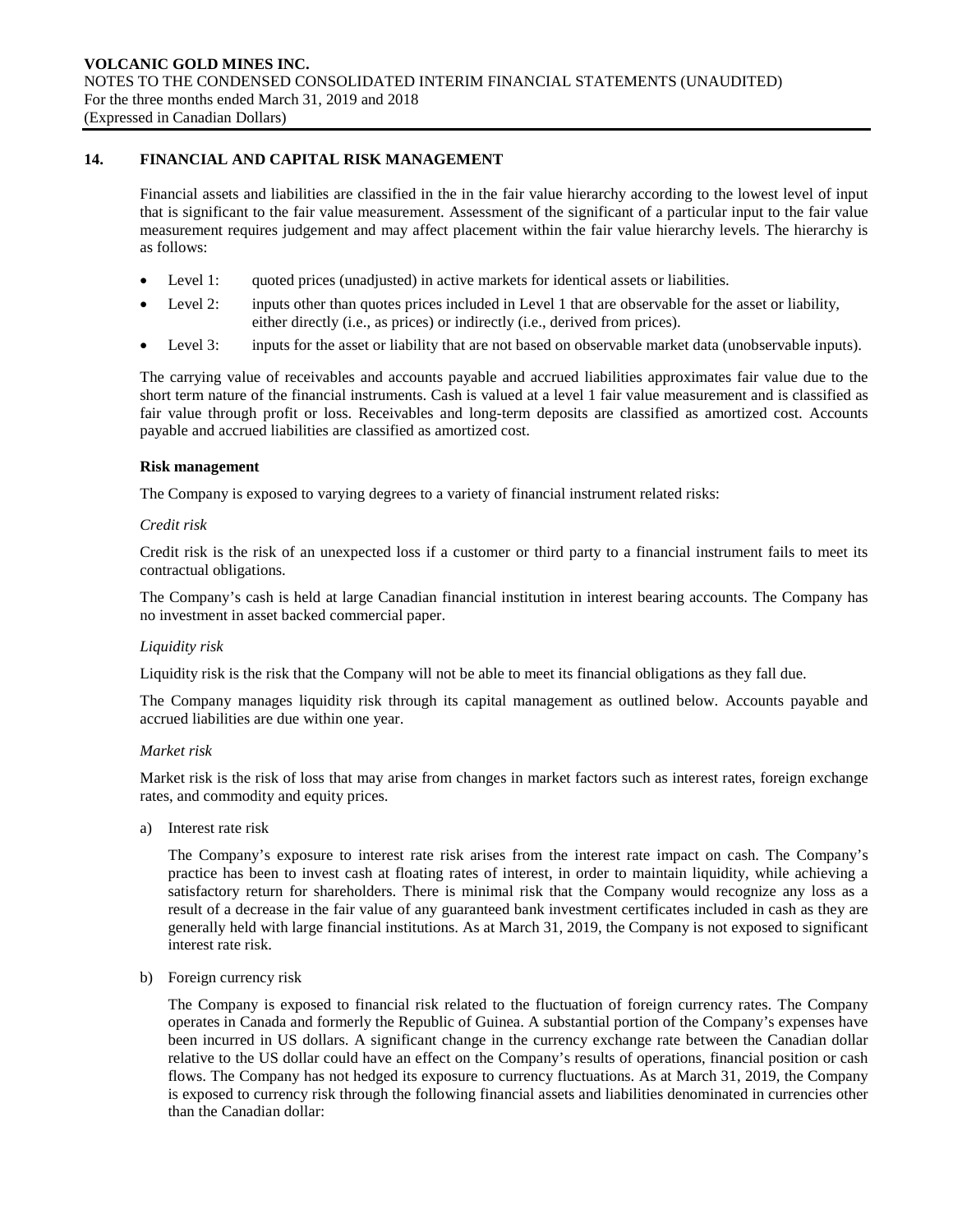## 14. FINANCIAL AND CAPITAL RISK MANAGEMENT

Financial assets and liabilities are classified in the in the fair value hierarchy according to the lowest level of input that is significant to the fair value measurement. Assessment of the significant of a particular input to the fair value measurement requires judgement and may affect placement within the fair value hierarchy levels. The hierarchy is as follows:

- Level 1: quoted prices (unadjusted) in active markets for identical assets or liabilities.
- Level 2: inputs other than quotes prices included in Level 1 that are observable for the asset or liability, either directly (i.e., as prices) or indirectly (i.e., derived from prices).
- Level 3: inputs for the asset or liability that are not based on observable market data (unobservable inputs).

The carrying value of receivables and accounts payable and accrued liabilities approximates fair value due to the short term nature of the financial instruments. Cash is valued at a level 1 fair value measurement and is classified as fair value through profit or loss. Receivables and long-term deposits are classified as amortized cost. Accounts payable and accrued liabilities are classified as amortized cost.

**Risk management**

The Company is exposed to varying degrees to a variety of financial instrument related risks:

*Credit risk*

Credit risk is the risk of an unexpected loss if a customer or third party to a financial instrument fails to meet its contractual obligations.

The Company's cash is held at large Canadian financial institution in interest bearing accounts. The Company has no investment in asset backed commercial paper.

*Liquidity risk*

Liquidity risk is the risk that the Company will not be able to meet its financial obligations as they fall due.

The Company manages liquidity risk through its capital management as outlined below. Accounts payable and accrued liabilities are due within one year.

*Market risk*

Market risk is the risk of loss that may arise from changes in market factors such as interest rates, foreign exchange rates, and commodity and equity prices.

a) Interest rate risk

   The Company's exposure to interest rate risk arises from the interest rate impact on cash. The Company's practice has been to invest cash at floating rates of interest, in order to maintain liquidity, while achieving a satisfactory return for shareholders. There is minimal risk that the Company would recognize any loss as a result of a decrease in the fair value of any guaranteed bank investment certificates included in cash as they are generally held with large financial institutions. As at March 31, 2019, the Company is not exposed to significant interest rate risk.

b) Foreign currency risk

   The Company is exposed to financial risk related to the fluctuation of foreign currency rates. The Company operates in Canada and formerly the Republic of Guinea. A substantial portion of the Company's expenses have been incurred in US dollars. A significant change in the currency exchange rate between the Canadian dollar relative to the US dollar could have an effect on the Company's results of operations, financial position or cash flows. The Company has not hedged its exposure to currency fluctuations. As at March 31, 2019, the Company is exposed to currency risk through the following financial assets and liabilities denominated in currencies other than the Canadian dollar: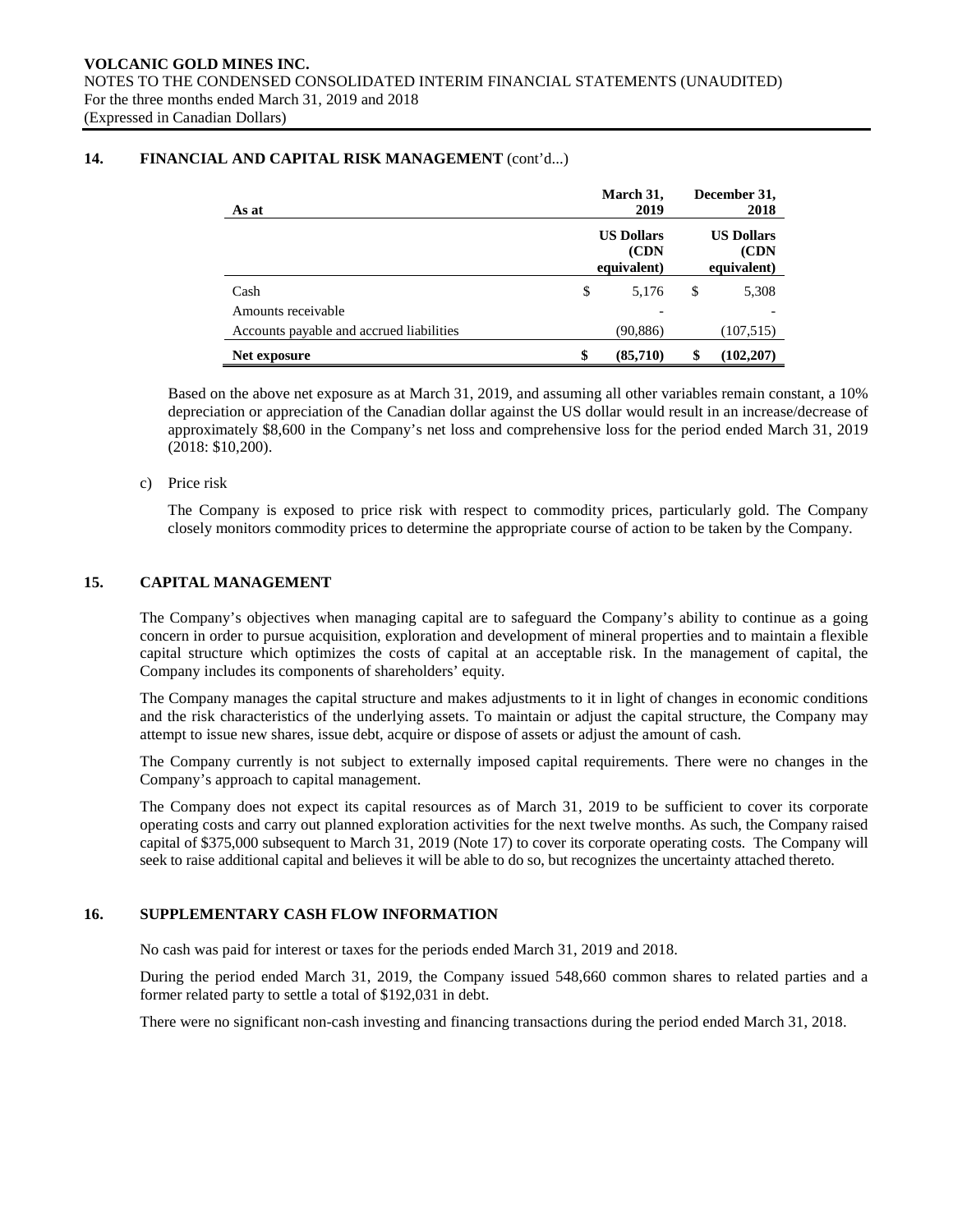## 14. FINANCIAL AND CAPITAL RISK MANAGEMENT (cont'd...)

| As at | March 31, 2019 | December 31, 2018 |
|---|---|---|
| | US Dollars (CDN equivalent) | US Dollars (CDN equivalent) |
| Cash | $ 5,176 | $ 5,308 |
| Amounts receivable | - | - |
| Accounts payable and accrued liabilities | (90,886) | (107,515) |
| **Net exposure** | **$ (85,710)** | **$ (102,207)** |

Based on the above net exposure as at March 31, 2019, and assuming all other variables remain constant, a 10% depreciation or appreciation of the Canadian dollar against the US dollar would result in an increase/decrease of approximately $8,600 in the Company's net loss and comprehensive loss for the period ended March 31, 2019 (2018: $10,200).

c) Price risk

The Company is exposed to price risk with respect to commodity prices, particularly gold. The Company closely monitors commodity prices to determine the appropriate course of action to be taken by the Company.

## 15. CAPITAL MANAGEMENT

The Company's objectives when managing capital are to safeguard the Company's ability to continue as a going concern in order to pursue acquisition, exploration and development of mineral properties and to maintain a flexible capital structure which optimizes the costs of capital at an acceptable risk. In the management of capital, the Company includes its components of shareholders' equity.

The Company manages the capital structure and makes adjustments to it in light of changes in economic conditions and the risk characteristics of the underlying assets. To maintain or adjust the capital structure, the Company may attempt to issue new shares, issue debt, acquire or dispose of assets or adjust the amount of cash.

The Company currently is not subject to externally imposed capital requirements. There were no changes in the Company's approach to capital management.

The Company does not expect its capital resources as of March 31, 2019 to be sufficient to cover its corporate operating costs and carry out planned exploration activities for the next twelve months. As such, the Company raised capital of $375,000 subsequent to March 31, 2019 (Note 17) to cover its corporate operating costs. The Company will seek to raise additional capital and believes it will be able to do so, but recognizes the uncertainty attached thereto.

## 16. SUPPLEMENTARY CASH FLOW INFORMATION

No cash was paid for interest or taxes for the periods ended March 31, 2019 and 2018.

During the period ended March 31, 2019, the Company issued 548,660 common shares to related parties and a former related party to settle a total of $192,031 in debt.

There were no significant non-cash investing and financing transactions during the period ended March 31, 2018.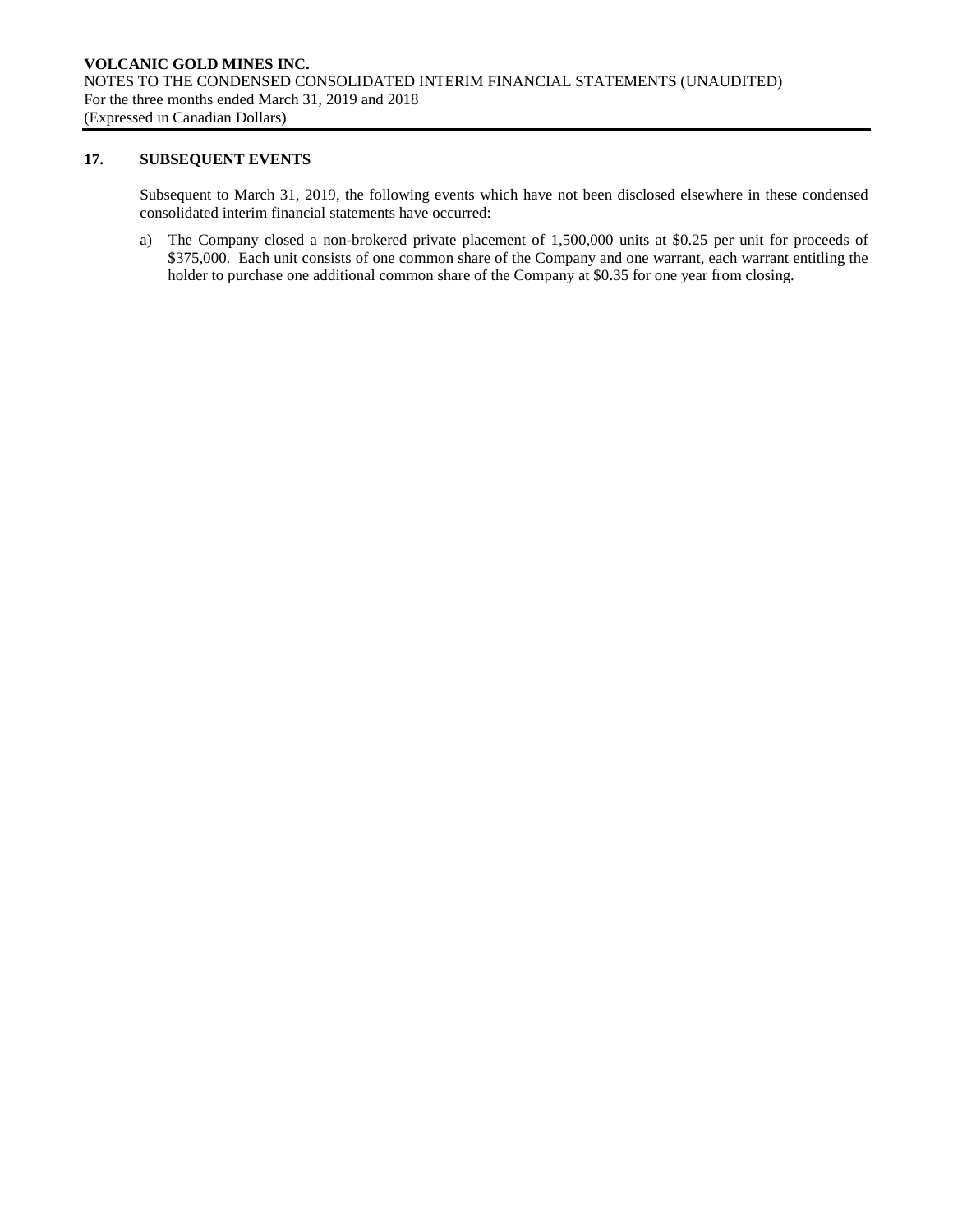## 17. SUBSEQUENT EVENTS

Subsequent to March 31, 2019, the following events which have not been disclosed elsewhere in these condensed consolidated interim financial statements have occurred:

a) The Company closed a non-brokered private placement of 1,500,000 units at $0.25 per unit for proceeds of $375,000. Each unit consists of one common share of the Company and one warrant, each warrant entitling the holder to purchase one additional common share of the Company at $0.35 for one year from closing.